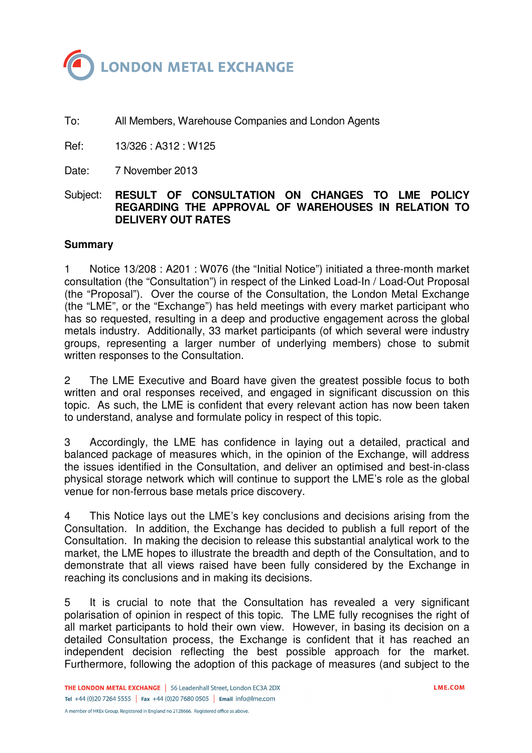# LONDON METAL EXCHANGE

To: All Members, Warehouse Companies and London Agents

Ref: 13/326 : A312 : W125

Date: 7 November 2013

Subject: **RESULT OF CONSULTATION ON CHANGES TO LME POLICY REGARDING THE APPROVAL OF WAREHOUSES IN RELATION TO DELIVERY OUT RATES**

## Summary

1 Notice 13/208 : A201 : W076 (the "Initial Notice") initiated a three-month market consultation (the "Consultation") in respect of the Linked Load-In / Load-Out Proposal (the "Proposal"). Over the course of the Consultation, the London Metal Exchange (the "LME", or the "Exchange") has held meetings with every market participant who has so requested, resulting in a deep and productive engagement across the global metals industry. Additionally, 33 market participants (of which several were industry groups, representing a larger number of underlying members) chose to submit written responses to the Consultation.

2 The LME Executive and Board have given the greatest possible focus to both written and oral responses received, and engaged in significant discussion on this topic. As such, the LME is confident that every relevant action has now been taken to understand, analyse and formulate policy in respect of this topic.

3 Accordingly, the LME has confidence in laying out a detailed, practical and balanced package of measures which, in the opinion of the Exchange, will address the issues identified in the Consultation, and deliver an optimised and best-in-class physical storage network which will continue to support the LME's role as the global venue for non-ferrous base metals price discovery.

4 This Notice lays out the LME's key conclusions and decisions arising from the Consultation. In addition, the Exchange has decided to publish a full report of the Consultation. In making the decision to release this substantial analytical work to the market, the LME hopes to illustrate the breadth and depth of the Consultation, and to demonstrate that all views raised have been fully considered by the Exchange in reaching its conclusions and in making its decisions.

5 It is crucial to note that the Consultation has revealed a very significant polarisation of opinion in respect of this topic. The LME fully recognises the right of all market participants to hold their own view. However, in basing its decision on a detailed Consultation process, the Exchange is confident that it has reached an independent decision reflecting the best possible approach for the market. Furthermore, following the adoption of this package of measures (and subject to the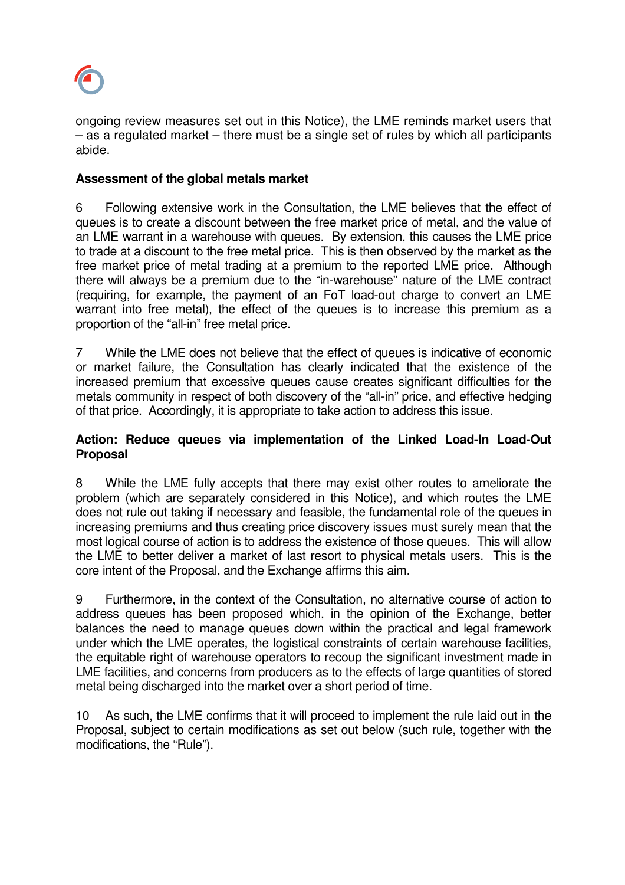ongoing review measures set out in this Notice), the LME reminds market users that – as a regulated market – there must be a single set of rules by which all participants abide.

**Assessment of the global metals market**

6 Following extensive work in the Consultation, the LME believes that the effect of queues is to create a discount between the free market price of metal, and the value of an LME warrant in a warehouse with queues. By extension, this causes the LME price to trade at a discount to the free metal price. This is then observed by the market as the free market price of metal trading at a premium to the reported LME price. Although there will always be a premium due to the "in-warehouse" nature of the LME contract (requiring, for example, the payment of an FoT load-out charge to convert an LME warrant into free metal), the effect of the queues is to increase this premium as a proportion of the "all-in" free metal price.

7 While the LME does not believe that the effect of queues is indicative of economic or market failure, the Consultation has clearly indicated that the existence of the increased premium that excessive queues cause creates significant difficulties for the metals community in respect of both discovery of the "all-in" price, and effective hedging of that price. Accordingly, it is appropriate to take action to address this issue.

**Action: Reduce queues via implementation of the Linked Load-In Load-Out Proposal**

8 While the LME fully accepts that there may exist other routes to ameliorate the problem (which are separately considered in this Notice), and which routes the LME does not rule out taking if necessary and feasible, the fundamental role of the queues in increasing premiums and thus creating price discovery issues must surely mean that the most logical course of action is to address the existence of those queues. This will allow the LME to better deliver a market of last resort to physical metals users. This is the core intent of the Proposal, and the Exchange affirms this aim.

9 Furthermore, in the context of the Consultation, no alternative course of action to address queues has been proposed which, in the opinion of the Exchange, better balances the need to manage queues down within the practical and legal framework under which the LME operates, the logistical constraints of certain warehouse facilities, the equitable right of warehouse operators to recoup the significant investment made in LME facilities, and concerns from producers as to the effects of large quantities of stored metal being discharged into the market over a short period of time.

10 As such, the LME confirms that it will proceed to implement the rule laid out in the Proposal, subject to certain modifications as set out below (such rule, together with the modifications, the "Rule").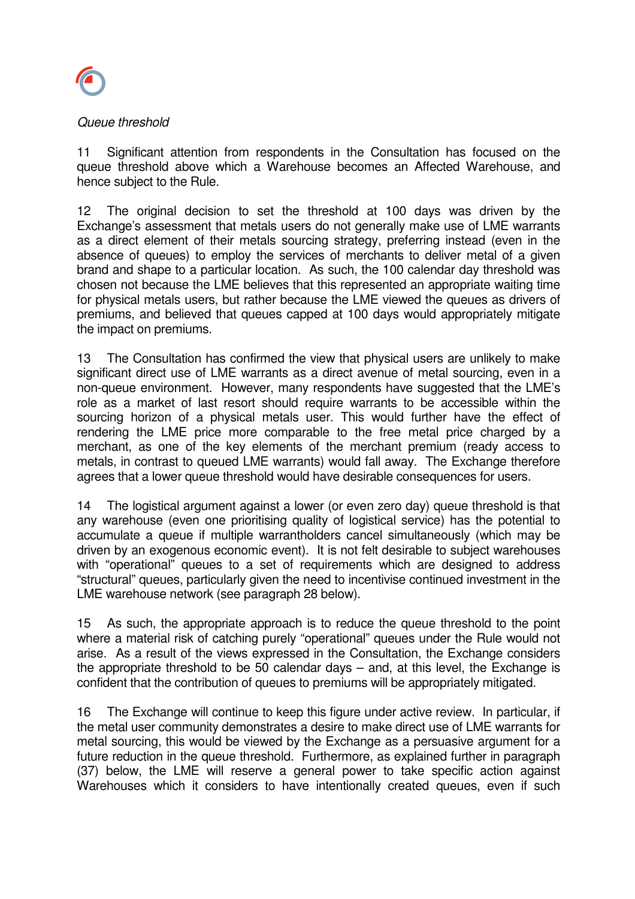*Queue threshold*

11 Significant attention from respondents in the Consultation has focused on the queue threshold above which a Warehouse becomes an Affected Warehouse, and hence subject to the Rule.

12 The original decision to set the threshold at 100 days was driven by the Exchange's assessment that metals users do not generally make use of LME warrants as a direct element of their metals sourcing strategy, preferring instead (even in the absence of queues) to employ the services of merchants to deliver metal of a given brand and shape to a particular location. As such, the 100 calendar day threshold was chosen not because the LME believes that this represented an appropriate waiting time for physical metals users, but rather because the LME viewed the queues as drivers of premiums, and believed that queues capped at 100 days would appropriately mitigate the impact on premiums.

13 The Consultation has confirmed the view that physical users are unlikely to make significant direct use of LME warrants as a direct avenue of metal sourcing, even in a non-queue environment. However, many respondents have suggested that the LME's role as a market of last resort should require warrants to be accessible within the sourcing horizon of a physical metals user. This would further have the effect of rendering the LME price more comparable to the free metal price charged by a merchant, as one of the key elements of the merchant premium (ready access to metals, in contrast to queued LME warrants) would fall away. The Exchange therefore agrees that a lower queue threshold would have desirable consequences for users.

14 The logistical argument against a lower (or even zero day) queue threshold is that any warehouse (even one prioritising quality of logistical service) has the potential to accumulate a queue if multiple warrantholders cancel simultaneously (which may be driven by an exogenous economic event). It is not felt desirable to subject warehouses with "operational" queues to a set of requirements which are designed to address "structural" queues, particularly given the need to incentivise continued investment in the LME warehouse network (see paragraph 28 below).

15 As such, the appropriate approach is to reduce the queue threshold to the point where a material risk of catching purely "operational" queues under the Rule would not arise. As a result of the views expressed in the Consultation, the Exchange considers the appropriate threshold to be 50 calendar days – and, at this level, the Exchange is confident that the contribution of queues to premiums will be appropriately mitigated.

16 The Exchange will continue to keep this figure under active review. In particular, if the metal user community demonstrates a desire to make direct use of LME warrants for metal sourcing, this would be viewed by the Exchange as a persuasive argument for a future reduction in the queue threshold. Furthermore, as explained further in paragraph (37) below, the LME will reserve a general power to take specific action against Warehouses which it considers to have intentionally created queues, even if such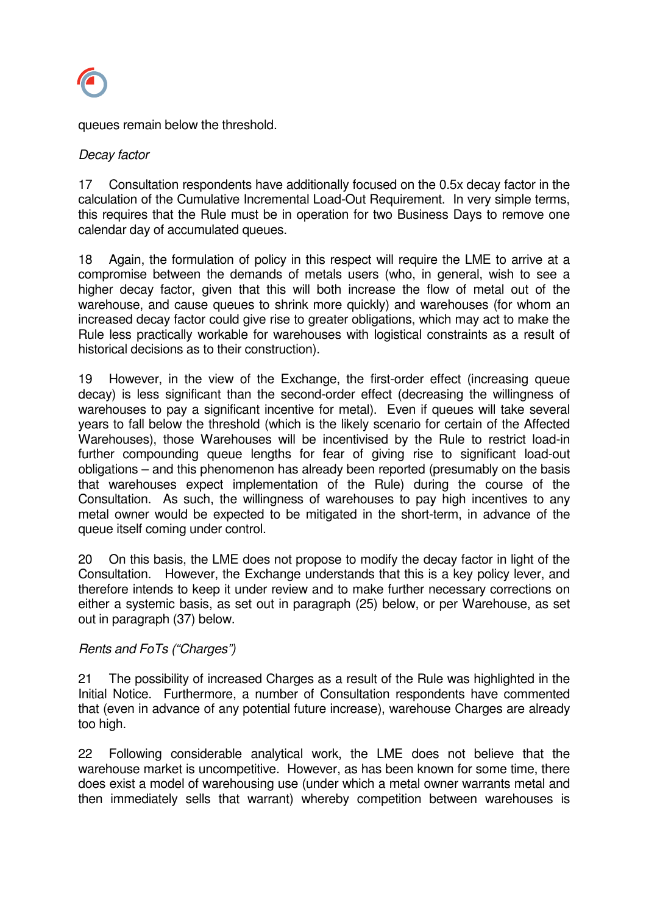queues remain below the threshold.

*Decay factor*

17 Consultation respondents have additionally focused on the 0.5x decay factor in the calculation of the Cumulative Incremental Load-Out Requirement. In very simple terms, this requires that the Rule must be in operation for two Business Days to remove one calendar day of accumulated queues.

18 Again, the formulation of policy in this respect will require the LME to arrive at a compromise between the demands of metals users (who, in general, wish to see a higher decay factor, given that this will both increase the flow of metal out of the warehouse, and cause queues to shrink more quickly) and warehouses (for whom an increased decay factor could give rise to greater obligations, which may act to make the Rule less practically workable for warehouses with logistical constraints as a result of historical decisions as to their construction).

19 However, in the view of the Exchange, the first-order effect (increasing queue decay) is less significant than the second-order effect (decreasing the willingness of warehouses to pay a significant incentive for metal). Even if queues will take several years to fall below the threshold (which is the likely scenario for certain of the Affected Warehouses), those Warehouses will be incentivised by the Rule to restrict load-in further compounding queue lengths for fear of giving rise to significant load-out obligations – and this phenomenon has already been reported (presumably on the basis that warehouses expect implementation of the Rule) during the course of the Consultation. As such, the willingness of warehouses to pay high incentives to any metal owner would be expected to be mitigated in the short-term, in advance of the queue itself coming under control.

20 On this basis, the LME does not propose to modify the decay factor in light of the Consultation. However, the Exchange understands that this is a key policy lever, and therefore intends to keep it under review and to make further necessary corrections on either a systemic basis, as set out in paragraph (25) below, or per Warehouse, as set out in paragraph (37) below.

*Rents and FoTs ("Charges")*

21 The possibility of increased Charges as a result of the Rule was highlighted in the Initial Notice. Furthermore, a number of Consultation respondents have commented that (even in advance of any potential future increase), warehouse Charges are already too high.

22 Following considerable analytical work, the LME does not believe that the warehouse market is uncompetitive. However, as has been known for some time, there does exist a model of warehousing use (under which a metal owner warrants metal and then immediately sells that warrant) whereby competition between warehouses is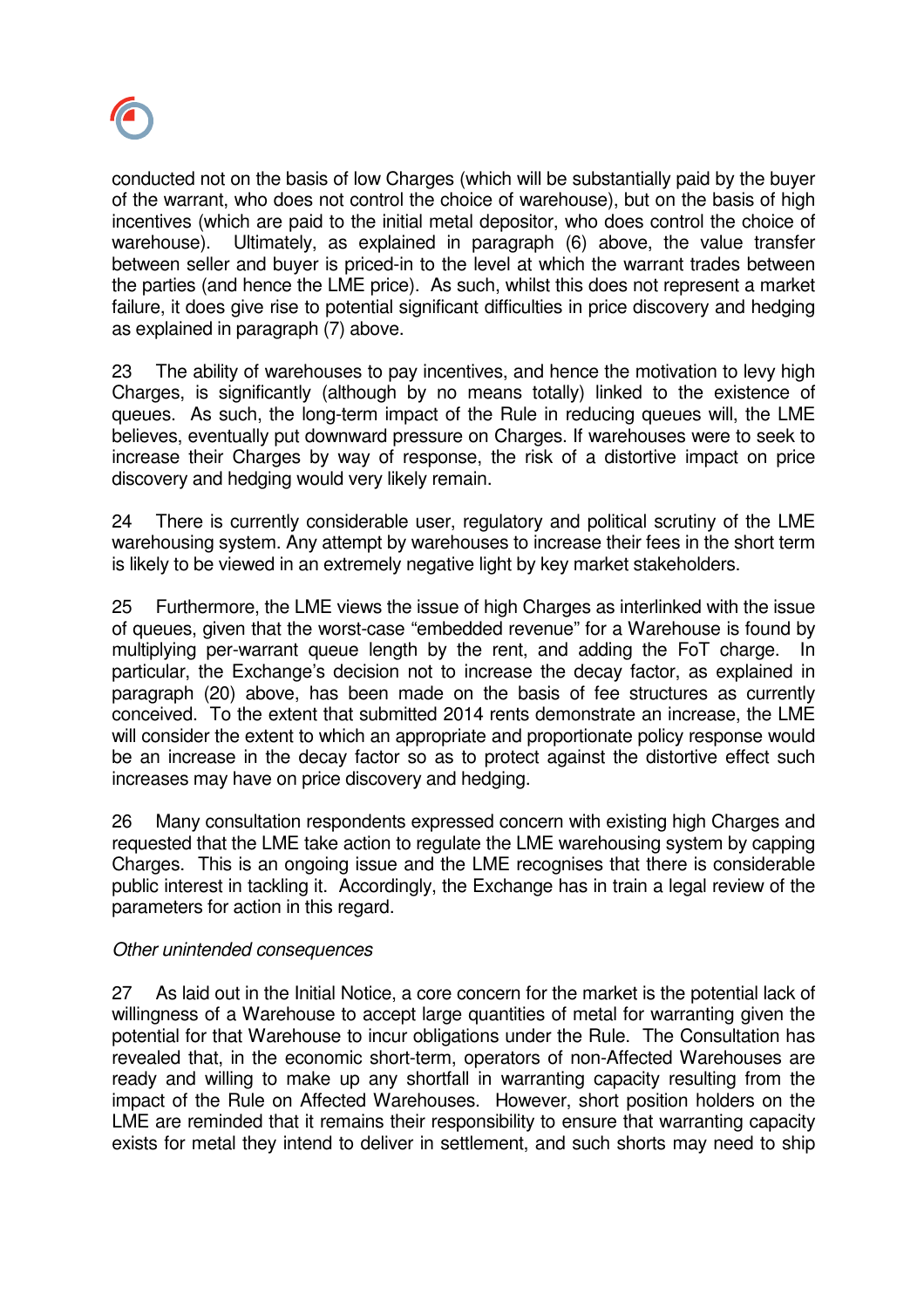conducted not on the basis of low Charges (which will be substantially paid by the buyer of the warrant, who does not control the choice of warehouse), but on the basis of high incentives (which are paid to the initial metal depositor, who does control the choice of warehouse). Ultimately, as explained in paragraph (6) above, the value transfer between seller and buyer is priced-in to the level at which the warrant trades between the parties (and hence the LME price). As such, whilst this does not represent a market failure, it does give rise to potential significant difficulties in price discovery and hedging as explained in paragraph (7) above.

23 The ability of warehouses to pay incentives, and hence the motivation to levy high Charges, is significantly (although by no means totally) linked to the existence of queues. As such, the long-term impact of the Rule in reducing queues will, the LME believes, eventually put downward pressure on Charges. If warehouses were to seek to increase their Charges by way of response, the risk of a distortive impact on price discovery and hedging would very likely remain.

24 There is currently considerable user, regulatory and political scrutiny of the LME warehousing system. Any attempt by warehouses to increase their fees in the short term is likely to be viewed in an extremely negative light by key market stakeholders.

25 Furthermore, the LME views the issue of high Charges as interlinked with the issue of queues, given that the worst-case "embedded revenue" for a Warehouse is found by multiplying per-warrant queue length by the rent, and adding the FoT charge. In particular, the Exchange's decision not to increase the decay factor, as explained in paragraph (20) above, has been made on the basis of fee structures as currently conceived. To the extent that submitted 2014 rents demonstrate an increase, the LME will consider the extent to which an appropriate and proportionate policy response would be an increase in the decay factor so as to protect against the distortive effect such increases may have on price discovery and hedging.

26 Many consultation respondents expressed concern with existing high Charges and requested that the LME take action to regulate the LME warehousing system by capping Charges. This is an ongoing issue and the LME recognises that there is considerable public interest in tackling it. Accordingly, the Exchange has in train a legal review of the parameters for action in this regard.

*Other unintended consequences*

27 As laid out in the Initial Notice, a core concern for the market is the potential lack of willingness of a Warehouse to accept large quantities of metal for warranting given the potential for that Warehouse to incur obligations under the Rule. The Consultation has revealed that, in the economic short-term, operators of non-Affected Warehouses are ready and willing to make up any shortfall in warranting capacity resulting from the impact of the Rule on Affected Warehouses. However, short position holders on the LME are reminded that it remains their responsibility to ensure that warranting capacity exists for metal they intend to deliver in settlement, and such shorts may need to ship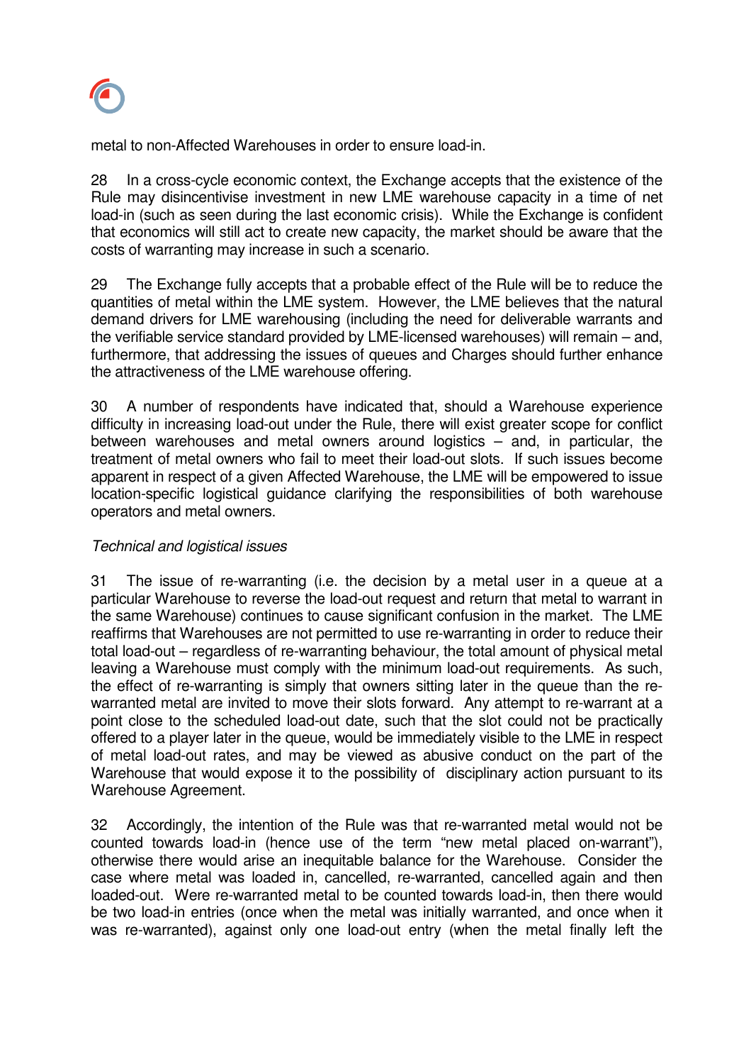metal to non-Affected Warehouses in order to ensure load-in.

28 In a cross-cycle economic context, the Exchange accepts that the existence of the Rule may disincentivise investment in new LME warehouse capacity in a time of net load-in (such as seen during the last economic crisis). While the Exchange is confident that economics will still act to create new capacity, the market should be aware that the costs of warranting may increase in such a scenario.

29 The Exchange fully accepts that a probable effect of the Rule will be to reduce the quantities of metal within the LME system. However, the LME believes that the natural demand drivers for LME warehousing (including the need for deliverable warrants and the verifiable service standard provided by LME-licensed warehouses) will remain – and, furthermore, that addressing the issues of queues and Charges should further enhance the attractiveness of the LME warehouse offering.

30 A number of respondents have indicated that, should a Warehouse experience difficulty in increasing load-out under the Rule, there will exist greater scope for conflict between warehouses and metal owners around logistics – and, in particular, the treatment of metal owners who fail to meet their load-out slots. If such issues become apparent in respect of a given Affected Warehouse, the LME will be empowered to issue location-specific logistical guidance clarifying the responsibilities of both warehouse operators and metal owners.

*Technical and logistical issues*

31 The issue of re-warranting (i.e. the decision by a metal user in a queue at a particular Warehouse to reverse the load-out request and return that metal to warrant in the same Warehouse) continues to cause significant confusion in the market. The LME reaffirms that Warehouses are not permitted to use re-warranting in order to reduce their total load-out – regardless of re-warranting behaviour, the total amount of physical metal leaving a Warehouse must comply with the minimum load-out requirements. As such, the effect of re-warranting is simply that owners sitting later in the queue than the re-warranted metal are invited to move their slots forward. Any attempt to re-warrant at a point close to the scheduled load-out date, such that the slot could not be practically offered to a player later in the queue, would be immediately visible to the LME in respect of metal load-out rates, and may be viewed as abusive conduct on the part of the Warehouse that would expose it to the possibility of disciplinary action pursuant to its Warehouse Agreement.

32 Accordingly, the intention of the Rule was that re-warranted metal would not be counted towards load-in (hence use of the term "new metal placed on-warrant"), otherwise there would arise an inequitable balance for the Warehouse. Consider the case where metal was loaded in, cancelled, re-warranted, cancelled again and then loaded-out. Were re-warranted metal to be counted towards load-in, then there would be two load-in entries (once when the metal was initially warranted, and once when it was re-warranted), against only one load-out entry (when the metal finally left the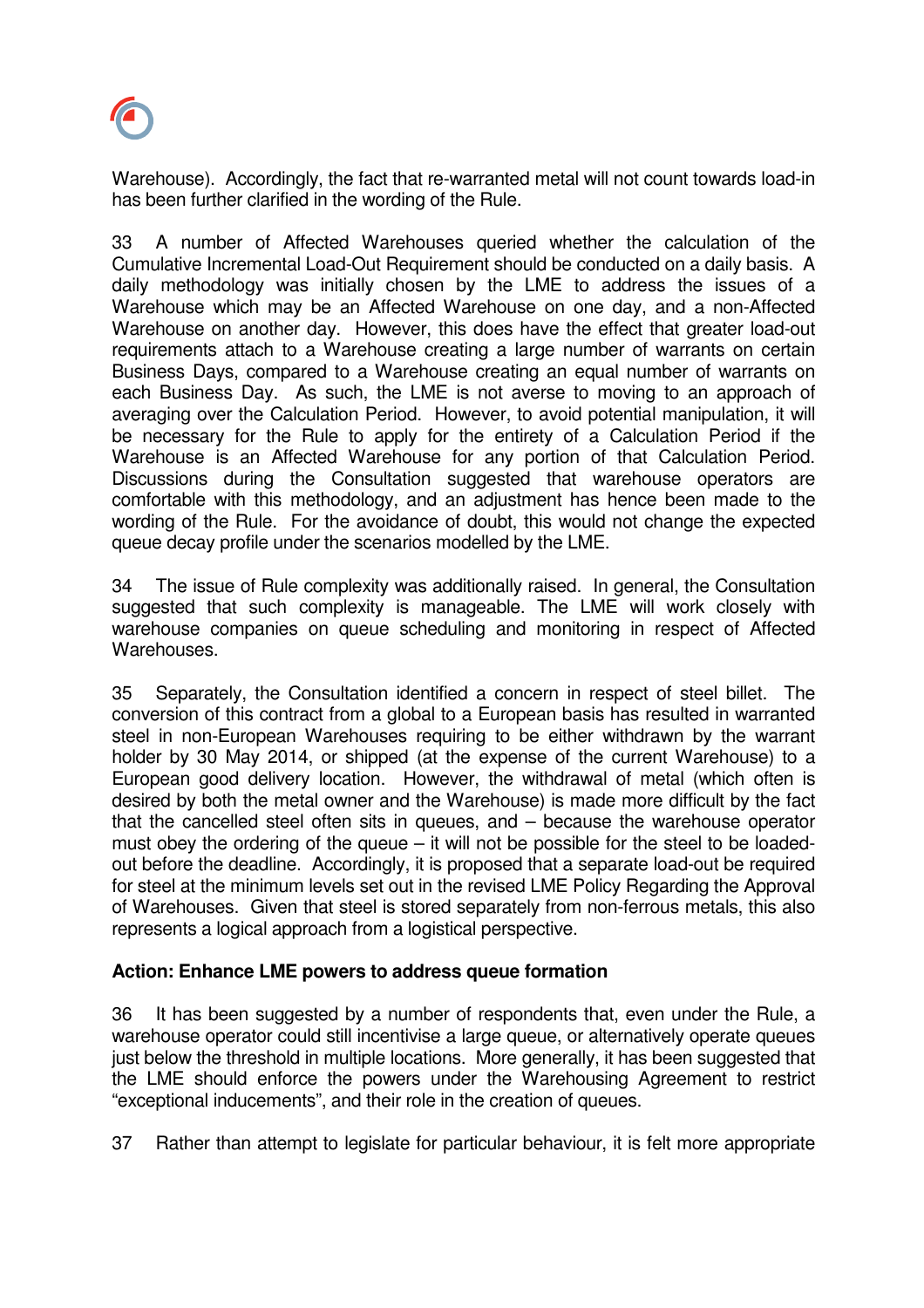Warehouse). Accordingly, the fact that re-warranted metal will not count towards load-in has been further clarified in the wording of the Rule.

33 A number of Affected Warehouses queried whether the calculation of the Cumulative Incremental Load-Out Requirement should be conducted on a daily basis. A daily methodology was initially chosen by the LME to address the issues of a Warehouse which may be an Affected Warehouse on one day, and a non-Affected Warehouse on another day. However, this does have the effect that greater load-out requirements attach to a Warehouse creating a large number of warrants on certain Business Days, compared to a Warehouse creating an equal number of warrants on each Business Day. As such, the LME is not averse to moving to an approach of averaging over the Calculation Period. However, to avoid potential manipulation, it will be necessary for the Rule to apply for the entirety of a Calculation Period if the Warehouse is an Affected Warehouse for any portion of that Calculation Period. Discussions during the Consultation suggested that warehouse operators are comfortable with this methodology, and an adjustment has hence been made to the wording of the Rule. For the avoidance of doubt, this would not change the expected queue decay profile under the scenarios modelled by the LME.

34 The issue of Rule complexity was additionally raised. In general, the Consultation suggested that such complexity is manageable. The LME will work closely with warehouse companies on queue scheduling and monitoring in respect of Affected Warehouses.

35 Separately, the Consultation identified a concern in respect of steel billet. The conversion of this contract from a global to a European basis has resulted in warranted steel in non-European Warehouses requiring to be either withdrawn by the warrant holder by 30 May 2014, or shipped (at the expense of the current Warehouse) to a European good delivery location. However, the withdrawal of metal (which often is desired by both the metal owner and the Warehouse) is made more difficult by the fact that the cancelled steel often sits in queues, and – because the warehouse operator must obey the ordering of the queue – it will not be possible for the steel to be loaded-out before the deadline. Accordingly, it is proposed that a separate load-out be required for steel at the minimum levels set out in the revised LME Policy Regarding the Approval of Warehouses. Given that steel is stored separately from non-ferrous metals, this also represents a logical approach from a logistical perspective.

**Action: Enhance LME powers to address queue formation**

36 It has been suggested by a number of respondents that, even under the Rule, a warehouse operator could still incentivise a large queue, or alternatively operate queues just below the threshold in multiple locations. More generally, it has been suggested that the LME should enforce the powers under the Warehousing Agreement to restrict "exceptional inducements", and their role in the creation of queues.

37 Rather than attempt to legislate for particular behaviour, it is felt more appropriate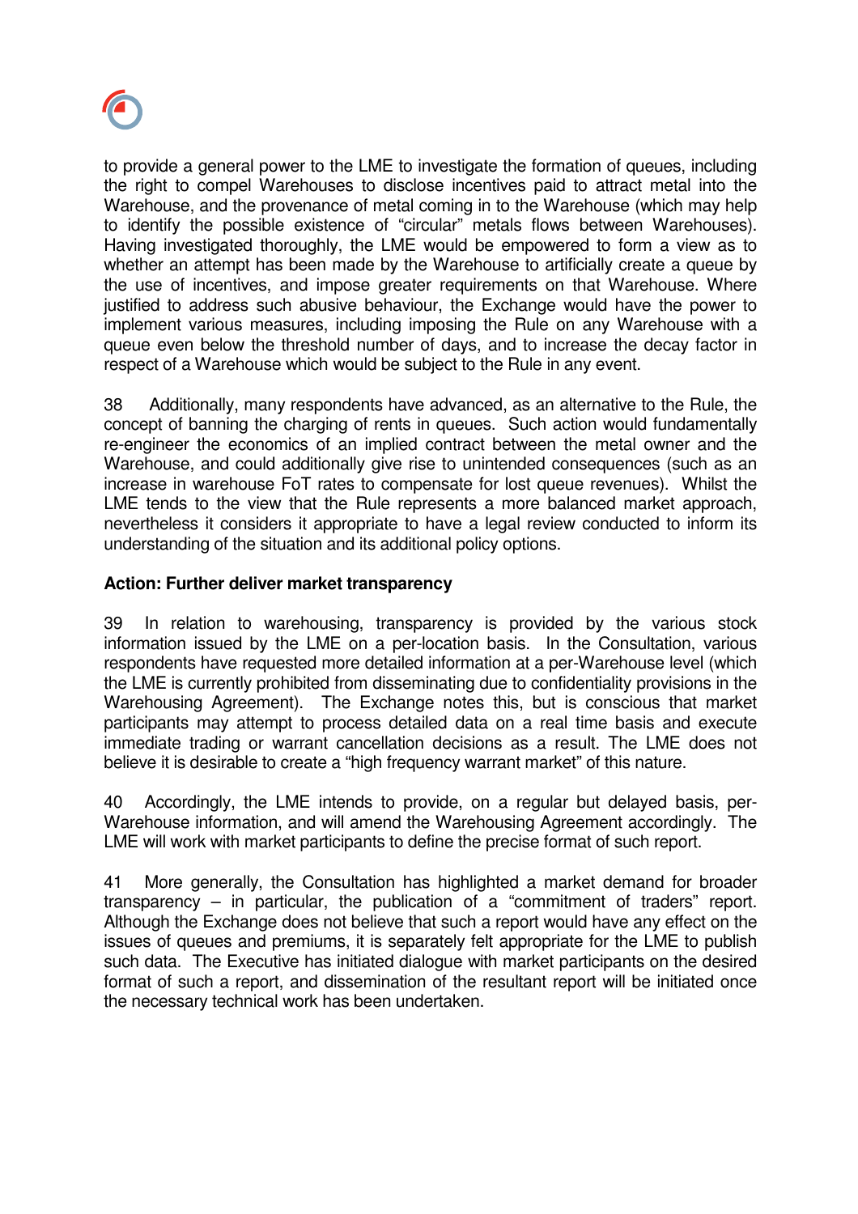to provide a general power to the LME to investigate the formation of queues, including the right to compel Warehouses to disclose incentives paid to attract metal into the Warehouse, and the provenance of metal coming in to the Warehouse (which may help to identify the possible existence of "circular" metals flows between Warehouses). Having investigated thoroughly, the LME would be empowered to form a view as to whether an attempt has been made by the Warehouse to artificially create a queue by the use of incentives, and impose greater requirements on that Warehouse. Where justified to address such abusive behaviour, the Exchange would have the power to implement various measures, including imposing the Rule on any Warehouse with a queue even below the threshold number of days, and to increase the decay factor in respect of a Warehouse which would be subject to the Rule in any event.

38 Additionally, many respondents have advanced, as an alternative to the Rule, the concept of banning the charging of rents in queues. Such action would fundamentally re-engineer the economics of an implied contract between the metal owner and the Warehouse, and could additionally give rise to unintended consequences (such as an increase in warehouse FoT rates to compensate for lost queue revenues). Whilst the LME tends to the view that the Rule represents a more balanced market approach, nevertheless it considers it appropriate to have a legal review conducted to inform its understanding of the situation and its additional policy options.

**Action: Further deliver market transparency**

39 In relation to warehousing, transparency is provided by the various stock information issued by the LME on a per-location basis. In the Consultation, various respondents have requested more detailed information at a per-Warehouse level (which the LME is currently prohibited from disseminating due to confidentiality provisions in the Warehousing Agreement). The Exchange notes this, but is conscious that market participants may attempt to process detailed data on a real time basis and execute immediate trading or warrant cancellation decisions as a result. The LME does not believe it is desirable to create a "high frequency warrant market" of this nature.

40 Accordingly, the LME intends to provide, on a regular but delayed basis, per-Warehouse information, and will amend the Warehousing Agreement accordingly. The LME will work with market participants to define the precise format of such report.

41 More generally, the Consultation has highlighted a market demand for broader transparency – in particular, the publication of a "commitment of traders" report. Although the Exchange does not believe that such a report would have any effect on the issues of queues and premiums, it is separately felt appropriate for the LME to publish such data. The Executive has initiated dialogue with market participants on the desired format of such a report, and dissemination of the resultant report will be initiated once the necessary technical work has been undertaken.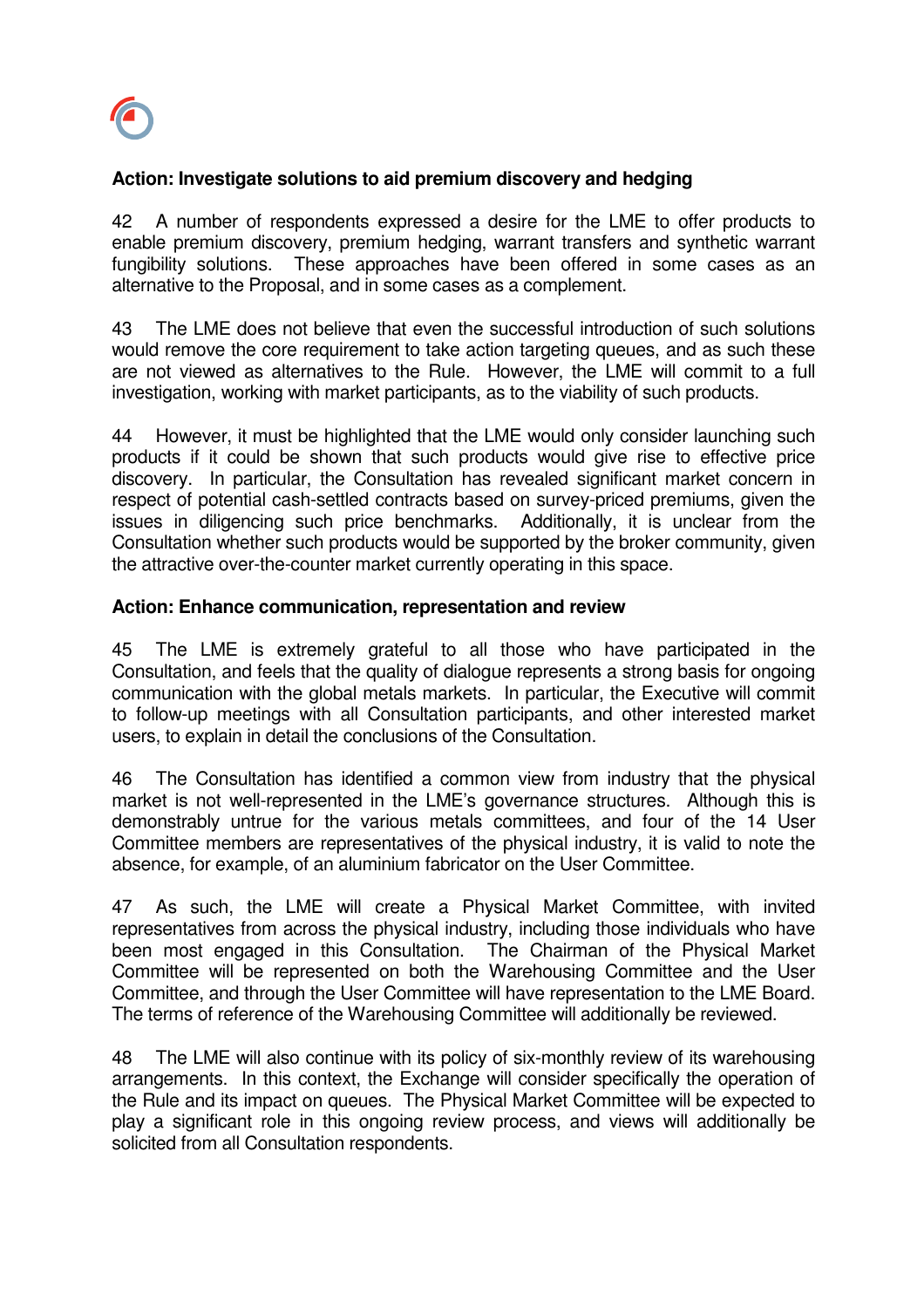**Action: Investigate solutions to aid premium discovery and hedging**

42 A number of respondents expressed a desire for the LME to offer products to enable premium discovery, premium hedging, warrant transfers and synthetic warrant fungibility solutions. These approaches have been offered in some cases as an alternative to the Proposal, and in some cases as a complement.

43 The LME does not believe that even the successful introduction of such solutions would remove the core requirement to take action targeting queues, and as such these are not viewed as alternatives to the Rule. However, the LME will commit to a full investigation, working with market participants, as to the viability of such products.

44 However, it must be highlighted that the LME would only consider launching such products if it could be shown that such products would give rise to effective price discovery. In particular, the Consultation has revealed significant market concern in respect of potential cash-settled contracts based on survey-priced premiums, given the issues in diligencing such price benchmarks. Additionally, it is unclear from the Consultation whether such products would be supported by the broker community, given the attractive over-the-counter market currently operating in this space.

**Action: Enhance communication, representation and review**

45 The LME is extremely grateful to all those who have participated in the Consultation, and feels that the quality of dialogue represents a strong basis for ongoing communication with the global metals markets. In particular, the Executive will commit to follow-up meetings with all Consultation participants, and other interested market users, to explain in detail the conclusions of the Consultation.

46 The Consultation has identified a common view from industry that the physical market is not well-represented in the LME's governance structures. Although this is demonstrably untrue for the various metals committees, and four of the 14 User Committee members are representatives of the physical industry, it is valid to note the absence, for example, of an aluminium fabricator on the User Committee.

47 As such, the LME will create a Physical Market Committee, with invited representatives from across the physical industry, including those individuals who have been most engaged in this Consultation. The Chairman of the Physical Market Committee will be represented on both the Warehousing Committee and the User Committee, and through the User Committee will have representation to the LME Board. The terms of reference of the Warehousing Committee will additionally be reviewed.

48 The LME will also continue with its policy of six-monthly review of its warehousing arrangements. In this context, the Exchange will consider specifically the operation of the Rule and its impact on queues. The Physical Market Committee will be expected to play a significant role in this ongoing review process, and views will additionally be solicited from all Consultation respondents.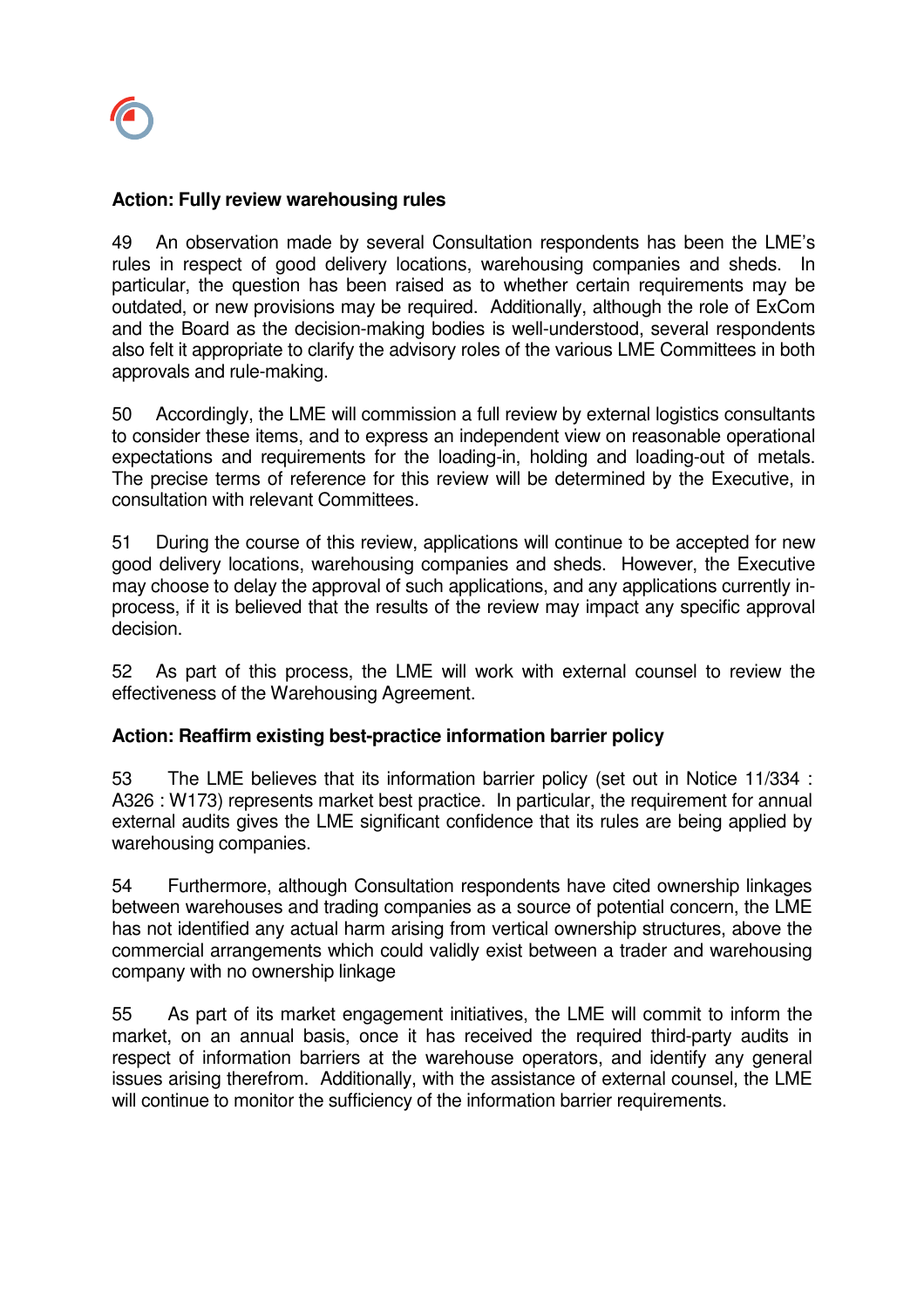**Action: Fully review warehousing rules**

49 An observation made by several Consultation respondents has been the LME's rules in respect of good delivery locations, warehousing companies and sheds. In particular, the question has been raised as to whether certain requirements may be outdated, or new provisions may be required. Additionally, although the role of ExCom and the Board as the decision-making bodies is well-understood, several respondents also felt it appropriate to clarify the advisory roles of the various LME Committees in both approvals and rule-making.

50 Accordingly, the LME will commission a full review by external logistics consultants to consider these items, and to express an independent view on reasonable operational expectations and requirements for the loading-in, holding and loading-out of metals. The precise terms of reference for this review will be determined by the Executive, in consultation with relevant Committees.

51 During the course of this review, applications will continue to be accepted for new good delivery locations, warehousing companies and sheds. However, the Executive may choose to delay the approval of such applications, and any applications currently in-process, if it is believed that the results of the review may impact any specific approval decision.

52 As part of this process, the LME will work with external counsel to review the effectiveness of the Warehousing Agreement.

**Action: Reaffirm existing best-practice information barrier policy**

53 The LME believes that its information barrier policy (set out in Notice 11/334 : A326 : W173) represents market best practice. In particular, the requirement for annual external audits gives the LME significant confidence that its rules are being applied by warehousing companies.

54 Furthermore, although Consultation respondents have cited ownership linkages between warehouses and trading companies as a source of potential concern, the LME has not identified any actual harm arising from vertical ownership structures, above the commercial arrangements which could validly exist between a trader and warehousing company with no ownership linkage

55 As part of its market engagement initiatives, the LME will commit to inform the market, on an annual basis, once it has received the required third-party audits in respect of information barriers at the warehouse operators, and identify any general issues arising therefrom. Additionally, with the assistance of external counsel, the LME will continue to monitor the sufficiency of the information barrier requirements.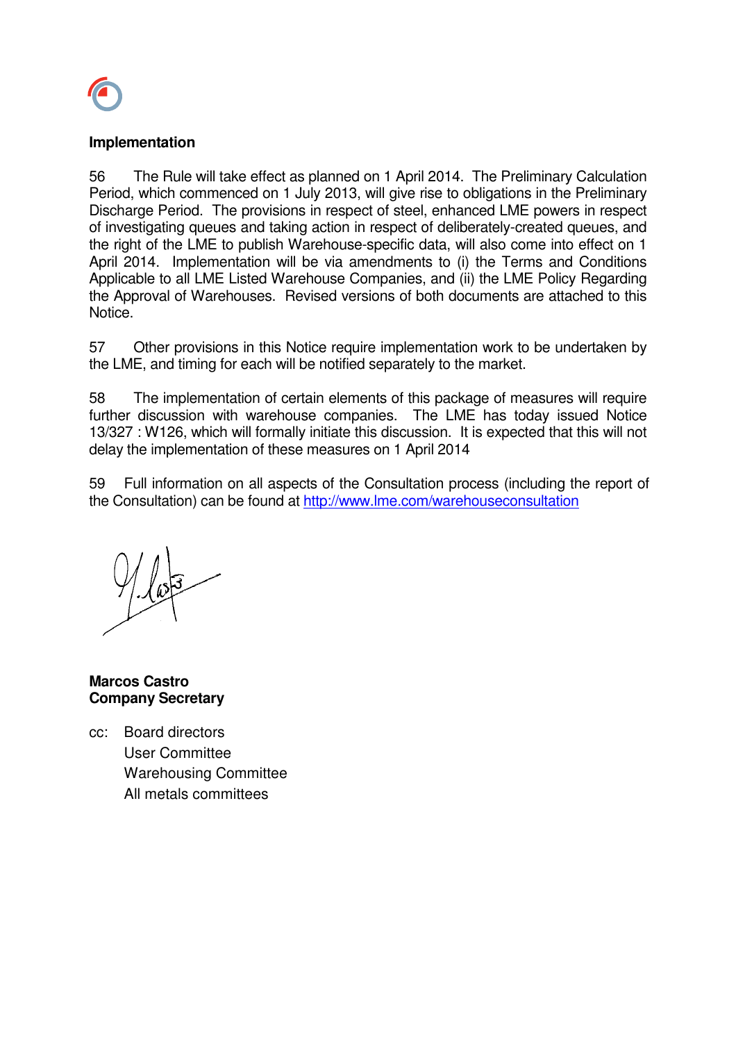**Implementation**

56 The Rule will take effect as planned on 1 April 2014. The Preliminary Calculation Period, which commenced on 1 July 2013, will give rise to obligations in the Preliminary Discharge Period. The provisions in respect of steel, enhanced LME powers in respect of investigating queues and taking action in respect of deliberately-created queues, and the right of the LME to publish Warehouse-specific data, will also come into effect on 1 April 2014. Implementation will be via amendments to (i) the Terms and Conditions Applicable to all LME Listed Warehouse Companies, and (ii) the LME Policy Regarding the Approval of Warehouses. Revised versions of both documents are attached to this Notice.

57 Other provisions in this Notice require implementation work to be undertaken by the LME, and timing for each will be notified separately to the market.

58 The implementation of certain elements of this package of measures will require further discussion with warehouse companies. The LME has today issued Notice 13/327 : W126, which will formally initiate this discussion. It is expected that this will not delay the implementation of these measures on 1 April 2014

59 Full information on all aspects of the Consultation process (including the report of the Consultation) can be found at http://www.lme.com/warehouseconsultation

**Marcos Castro**
**Company Secretary**

cc: Board directors
User Committee
Warehousing Committee
All metals committees